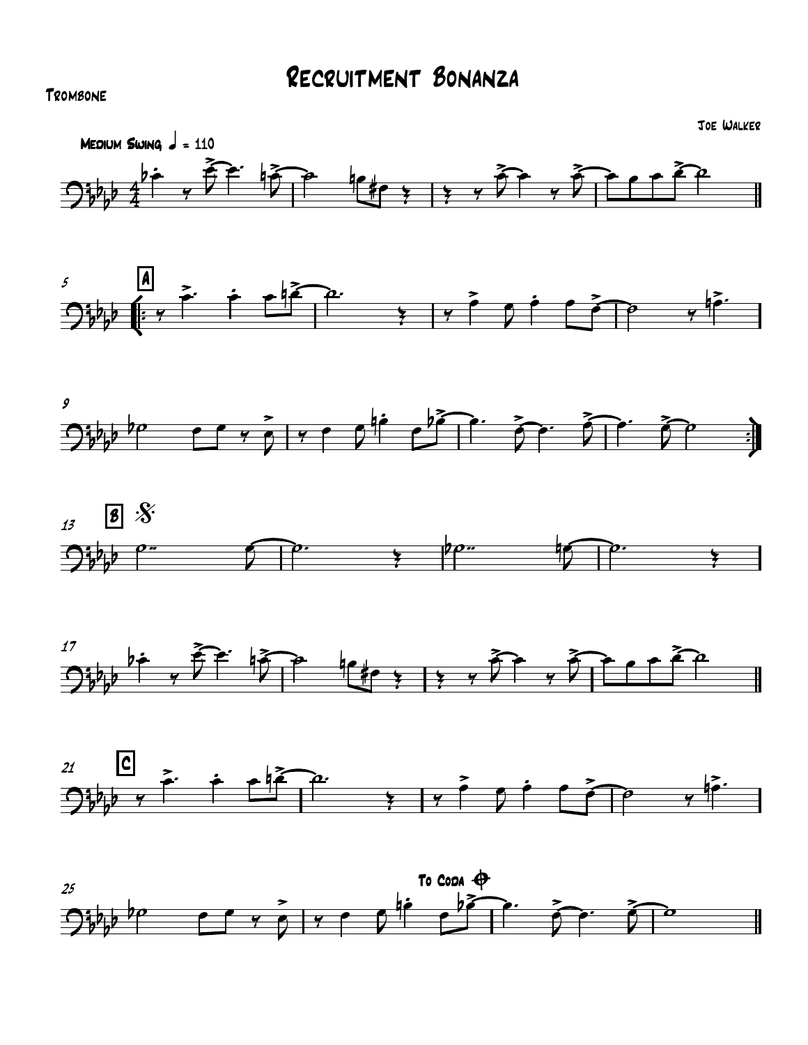# Recruitment Bonanza

Trombone

Joe Walker

Medium Swing ♩ = 110

A

B

C

To Coda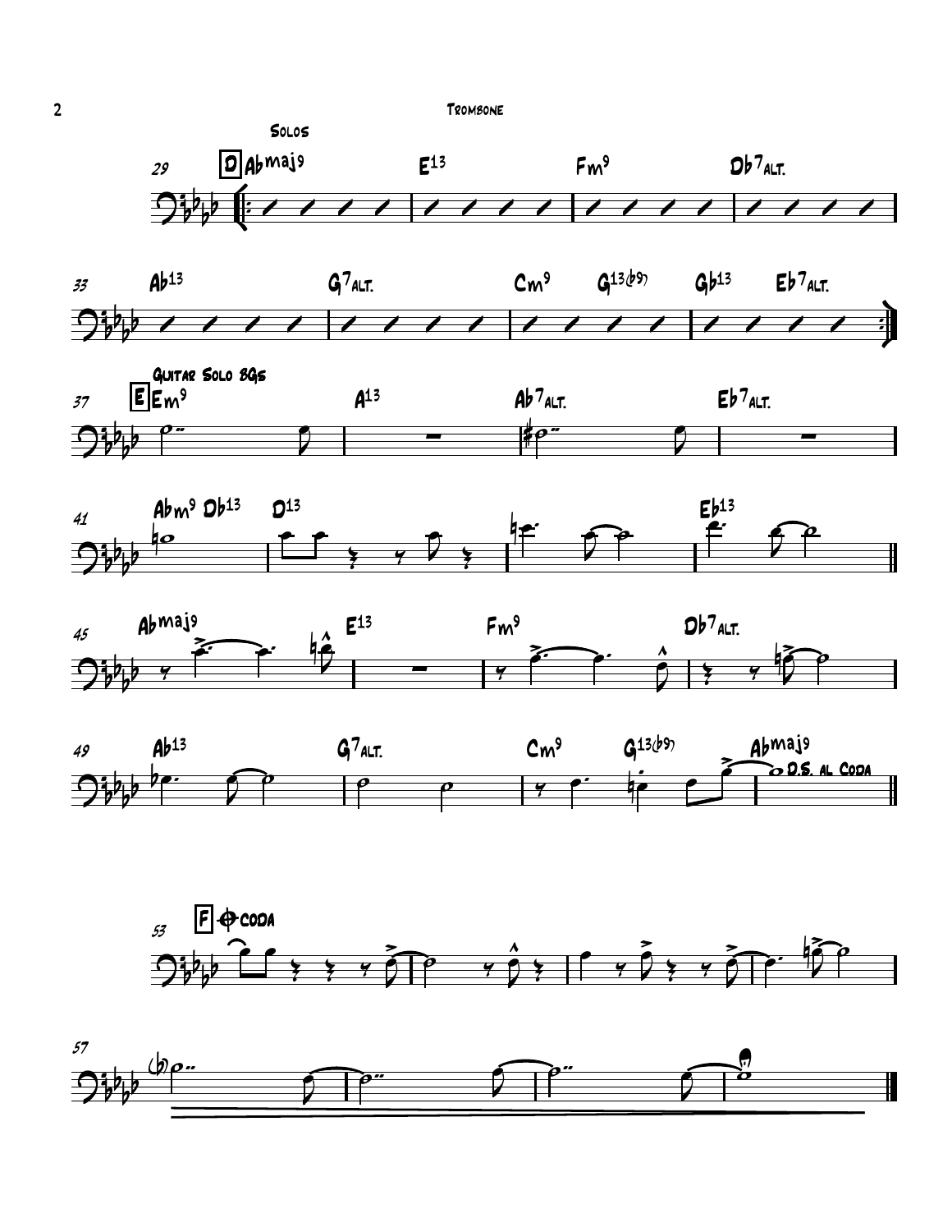Solos

29 **D** Abmaj9 | E13 | Fm9 | Db7alt.

33 Ab13 | G7alt. | Cm9 G13(b9) | Gb13 Eb7alt.

Guitar Solo 8Gs

37 **E** Em9 | A13 | Ab7alt. | Eb7alt.

41 Abm9 Db13 | D13 | | Eb13

45 Abmaj9 | E13 | Fm9 | Db7alt.

49 Ab13 | G7alt. | Cm9 G13(b9) | Abmaj9

D.S. al Coda

53 **F** Coda

57